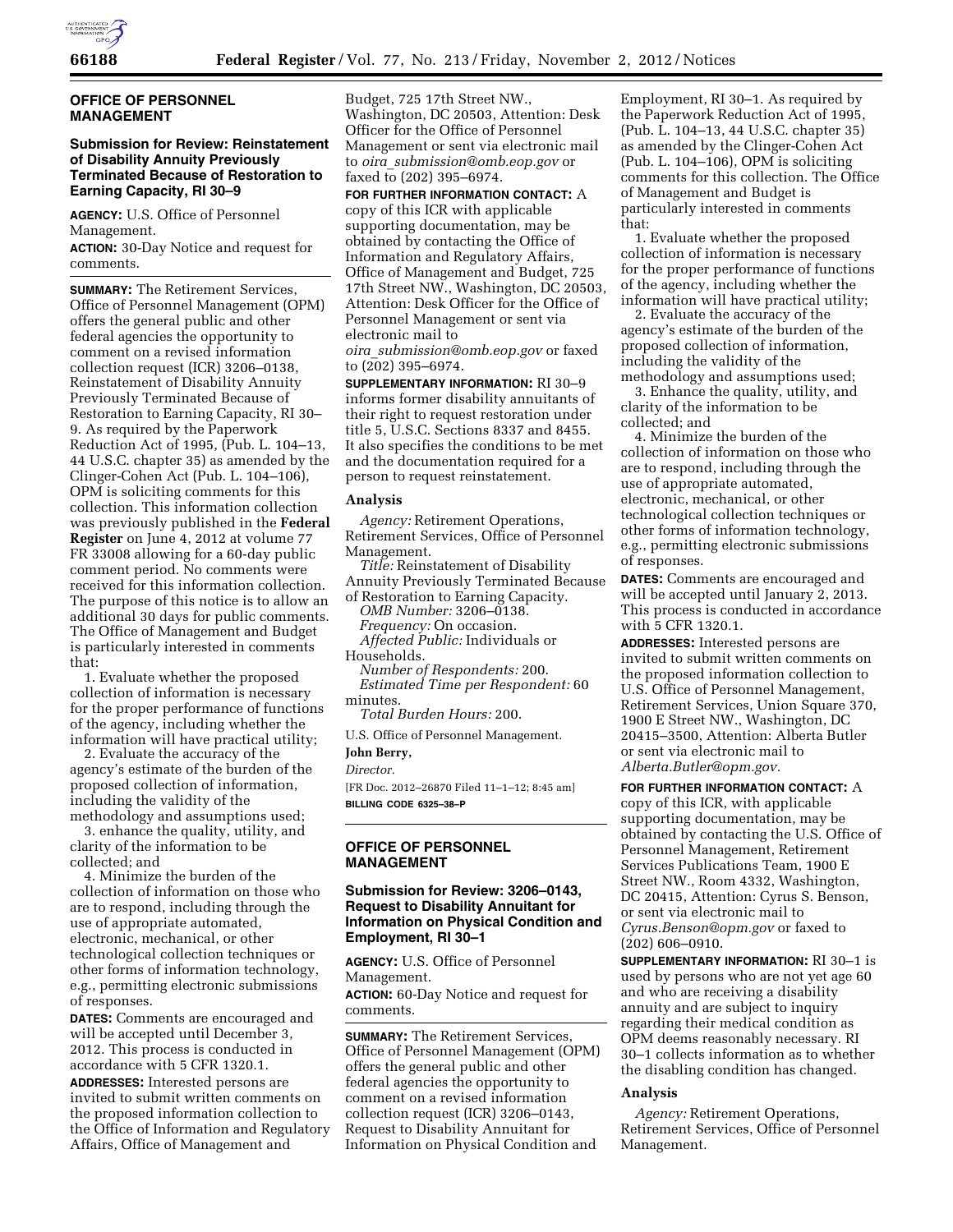## OFFICE OF PERSONNEL MANAGEMENT

### Submission for Review: Reinstatement of Disability Annuity Previously Terminated Because of Restoration to Earning Capacity, RI 30–9

**AGENCY:** U.S. Office of Personnel Management.

**ACTION:** 30-Day Notice and request for comments.

**SUMMARY:** The Retirement Services, Office of Personnel Management (OPM) offers the general public and other federal agencies the opportunity to comment on a revised information collection request (ICR) 3206–0138, Reinstatement of Disability Annuity Previously Terminated Because of Restoration to Earning Capacity, RI 30–9. As required by the Paperwork Reduction Act of 1995, (Pub. L. 104–13, 44 U.S.C. chapter 35) as amended by the Clinger-Cohen Act (Pub. L. 104–106), OPM is soliciting comments for this collection. This information collection was previously published in the **Federal Register** on June 4, 2012 at volume 77 FR 33008 allowing for a 60-day public comment period. No comments were received for this information collection. The purpose of this notice is to allow an additional 30 days for public comments. The Office of Management and Budget is particularly interested in comments that:

1. Evaluate whether the proposed collection of information is necessary for the proper performance of functions of the agency, including whether the information will have practical utility;
2. Evaluate the accuracy of the agency's estimate of the burden of the proposed collection of information, including the validity of the methodology and assumptions used;
3. enhance the quality, utility, and clarity of the information to be collected; and
4. Minimize the burden of the collection of information on those who are to respond, including through the use of appropriate automated, electronic, mechanical, or other technological collection techniques or other forms of information technology, e.g., permitting electronic submissions of responses.

**DATES:** Comments are encouraged and will be accepted until December 3, 2012. This process is conducted in accordance with 5 CFR 1320.1.

**ADDRESSES:** Interested persons are invited to submit written comments on the proposed information collection to the Office of Information and Regulatory Affairs, Office of Management and Budget, 725 17th Street NW., Washington, DC 20503, Attention: Desk Officer for the Office of Personnel Management or sent via electronic mail to *oira_submission@omb.eop.gov* or faxed to (202) 395–6974.

**FOR FURTHER INFORMATION CONTACT:** A copy of this ICR with applicable supporting documentation, may be obtained by contacting the Office of Information and Regulatory Affairs, Office of Management and Budget, 725 17th Street NW., Washington, DC 20503, Attention: Desk Officer for the Office of Personnel Management or sent via electronic mail to *oira_submission@omb.eop.gov* or faxed to (202) 395–6974.

**SUPPLEMENTARY INFORMATION:** RI 30–9 informs former disability annuitants of their right to request restoration under title 5, U.S.C. Sections 8337 and 8455. It also specifies the conditions to be met and the documentation required for a person to request reinstatement.

#### Analysis

*Agency:* Retirement Operations, Retirement Services, Office of Personnel Management.

*Title:* Reinstatement of Disability Annuity Previously Terminated Because of Restoration to Earning Capacity.

*OMB Number:* 3206–0138.

*Frequency:* On occasion.

*Affected Public:* Individuals or Households.

*Number of Respondents:* 200.

*Estimated Time per Respondent:* 60 minutes.

*Total Burden Hours:* 200.

U.S. Office of Personnel Management.

**John Berry,**

*Director.*

[FR Doc. 2012–26870 Filed 11–1–12; 8:45 am]

**BILLING CODE 6325–38–P**

## OFFICE OF PERSONNEL MANAGEMENT

### Submission for Review: 3206–0143, Request to Disability Annuitant for Information on Physical Condition and Employment, RI 30–1

**AGENCY:** U.S. Office of Personnel Management.

**ACTION:** 60-Day Notice and request for comments.

**SUMMARY:** The Retirement Services, Office of Personnel Management (OPM) offers the general public and other federal agencies the opportunity to comment on a revised information collection request (ICR) 3206–0143, Request to Disability Annuitant for Information on Physical Condition and Employment, RI 30–1. As required by the Paperwork Reduction Act of 1995, (Pub. L. 104–13, 44 U.S.C. chapter 35) as amended by the Clinger-Cohen Act (Pub. L. 104–106), OPM is soliciting comments for this collection. The Office of Management and Budget is particularly interested in comments that:

1. Evaluate whether the proposed collection of information is necessary for the proper performance of functions of the agency, including whether the information will have practical utility;
2. Evaluate the accuracy of the agency's estimate of the burden of the proposed collection of information, including the validity of the methodology and assumptions used;
3. Enhance the quality, utility, and clarity of the information to be collected; and
4. Minimize the burden of the collection of information on those who are to respond, including through the use of appropriate automated, electronic, mechanical, or other technological collection techniques or other forms of information technology, e.g., permitting electronic submissions of responses.

**DATES:** Comments are encouraged and will be accepted until January 2, 2013. This process is conducted in accordance with 5 CFR 1320.1.

**ADDRESSES:** Interested persons are invited to submit written comments on the proposed information collection to U.S. Office of Personnel Management, Retirement Services, Union Square 370, 1900 E Street NW., Washington, DC 20415–3500, Attention: Alberta Butler or sent via electronic mail to *Alberta.Butler@opm.gov*.

**FOR FURTHER INFORMATION CONTACT:** A copy of this ICR, with applicable supporting documentation, may be obtained by contacting the U.S. Office of Personnel Management, Retirement Services Publications Team, 1900 E Street NW., Room 4332, Washington, DC 20415, Attention: Cyrus S. Benson, or sent via electronic mail to *Cyrus.Benson@opm.gov* or faxed to (202) 606–0910.

**SUPPLEMENTARY INFORMATION:** RI 30–1 is used by persons who are not yet age 60 and who are receiving a disability annuity and are subject to inquiry regarding their medical condition as OPM deems reasonably necessary. RI 30–1 collects information as to whether the disabling condition has changed.

#### Analysis

*Agency:* Retirement Operations, Retirement Services, Office of Personnel Management.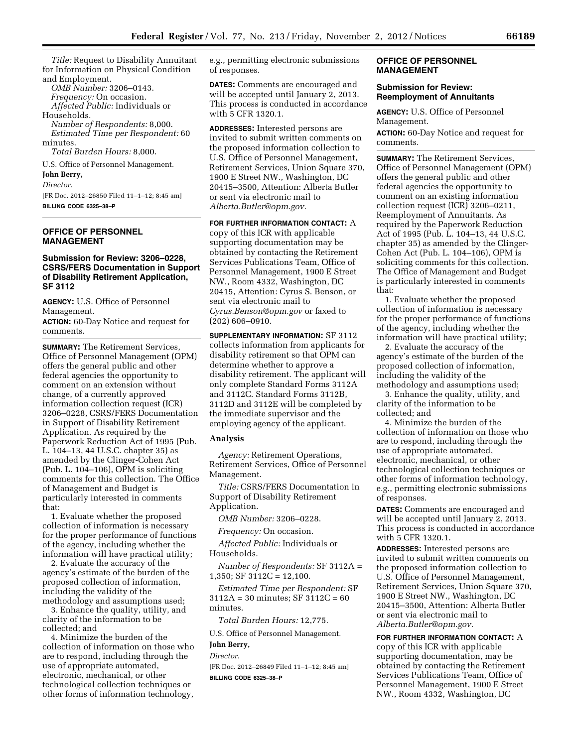*Title:* Request to Disability Annuitant for Information on Physical Condition and Employment.

*OMB Number:* 3206–0143.

*Frequency:* On occasion.

*Affected Public:* Individuals or Households.

*Number of Respondents:* 8,000.

*Estimated Time per Respondent:* 60 minutes.

*Total Burden Hours:* 8,000.

U.S. Office of Personnel Management.

**John Berry,**

*Director.*

[FR Doc. 2012–26850 Filed 11–1–12; 8:45 am]

**BILLING CODE 6325–38–P**

---

## OFFICE OF PERSONNEL MANAGEMENT

### Submission for Review: 3206–0228, CSRS/FERS Documentation in Support of Disability Retirement Application, SF 3112

**AGENCY:** U.S. Office of Personnel Management.

**ACTION:** 60-Day Notice and request for comments.

**SUMMARY:** The Retirement Services, Office of Personnel Management (OPM) offers the general public and other federal agencies the opportunity to comment on an extension without change, of a currently approved information collection request (ICR) 3206–0228, CSRS/FERS Documentation in Support of Disability Retirement Application. As required by the Paperwork Reduction Act of 1995 (Pub. L. 104–13, 44 U.S.C. chapter 35) as amended by the Clinger-Cohen Act (Pub. L. 104–106), OPM is soliciting comments for this collection. The Office of Management and Budget is particularly interested in comments that:

1. Evaluate whether the proposed collection of information is necessary for the proper performance of functions of the agency, including whether the information will have practical utility;
2. Evaluate the accuracy of the agency's estimate of the burden of the proposed collection of information, including the validity of the methodology and assumptions used;
3. Enhance the quality, utility, and clarity of the information to be collected; and
4. Minimize the burden of the collection of information on those who are to respond, including through the use of appropriate automated, electronic, mechanical, or other technological collection techniques or other forms of information technology, e.g., permitting electronic submissions of responses.

**DATES:** Comments are encouraged and will be accepted until January 2, 2013. This process is conducted in accordance with 5 CFR 1320.1.

**ADDRESSES:** Interested persons are invited to submit written comments on the proposed information collection to U.S. Office of Personnel Management, Retirement Services, Union Square 370, 1900 E Street NW., Washington, DC 20415–3500, Attention: Alberta Butler or sent via electronic mail to *Alberta.Butler@opm.gov.*

**FOR FURTHER INFORMATION CONTACT:** A copy of this ICR with applicable supporting documentation may be obtained by contacting the Retirement Services Publications Team, Office of Personnel Management, 1900 E Street NW., Room 4332, Washington, DC 20415, Attention: Cyrus S. Benson, or sent via electronic mail to *Cyrus.Benson@opm.gov* or faxed to (202) 606–0910.

**SUPPLEMENTARY INFORMATION:** SF 3112 collects information from applicants for disability retirement so that OPM can determine whether to approve a disability retirement. The applicant will only complete Standard Forms 3112A and 3112C. Standard Forms 3112B, 3112D and 3112E will be completed by the immediate supervisor and the employing agency of the applicant.

#### Analysis

*Agency:* Retirement Operations, Retirement Services, Office of Personnel Management.

*Title:* CSRS/FERS Documentation in Support of Disability Retirement Application.

*OMB Number:* 3206–0228.

*Frequency:* On occasion.

*Affected Public:* Individuals or Households.

*Number of Respondents:* SF 3112A = 1,350; SF 3112C = 12,100.

*Estimated Time per Respondent:* SF 3112A = 30 minutes; SF 3112C = 60 minutes.

*Total Burden Hours:* 12,775.

U.S. Office of Personnel Management.

**John Berry,**

*Director.*

[FR Doc. 2012–26849 Filed 11–1–12; 8:45 am]

**BILLING CODE 6325–38–P**

---

## OFFICE OF PERSONNEL MANAGEMENT

### Submission for Review: Reemployment of Annuitants

**AGENCY:** U.S. Office of Personnel Management.

**ACTION:** 60-Day Notice and request for comments.

**SUMMARY:** The Retirement Services, Office of Personnel Management (OPM) offers the general public and other federal agencies the opportunity to comment on an existing information collection request (ICR) 3206–0211, Reemployment of Annuitants. As required by the Paperwork Reduction Act of 1995 (Pub. L. 104–13, 44 U.S.C. chapter 35) as amended by the Clinger-Cohen Act (Pub. L. 104–106), OPM is soliciting comments for this collection. The Office of Management and Budget is particularly interested in comments that:

1. Evaluate whether the proposed collection of information is necessary for the proper performance of functions of the agency, including whether the information will have practical utility;
2. Evaluate the accuracy of the agency's estimate of the burden of the proposed collection of information, including the validity of the methodology and assumptions used;
3. Enhance the quality, utility, and clarity of the information to be collected; and
4. Minimize the burden of the collection of information on those who are to respond, including through the use of appropriate automated, electronic, mechanical, or other technological collection techniques or other forms of information technology, e.g., permitting electronic submissions of responses.

**DATES:** Comments are encouraged and will be accepted until January 2, 2013. This process is conducted in accordance with 5 CFR 1320.1.

**ADDRESSES:** Interested persons are invited to submit written comments on the proposed information collection to U.S. Office of Personnel Management, Retirement Services, Union Square 370, 1900 E Street NW., Washington, DC 20415–3500, Attention: Alberta Butler or sent via electronic mail to *Alberta.Butler@opm.gov.*

**FOR FURTHER INFORMATION CONTACT:** A copy of this ICR with applicable supporting documentation, may be obtained by contacting the Retirement Services Publications Team, Office of Personnel Management, 1900 E Street NW., Room 4332, Washington, DC